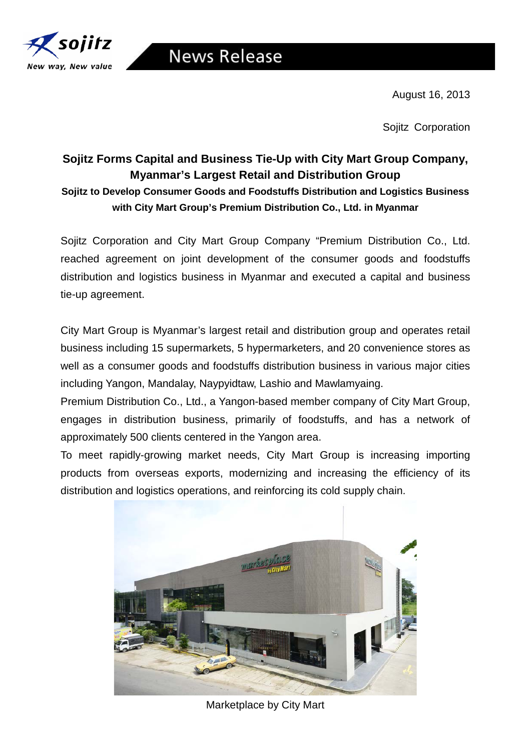August 16, 2013

Sojitz Corporation

# Sojitz Forms Capital and Business Tie-Up with City Mart Group Company, Myanmar's Largest Retail and Distribution Group

## Sojitz to Develop Consumer Goods and Foodstuffs Distribution and Logistics Business with City Mart Group's Premium Distribution Co., Ltd. in Myanmar

Sojitz Corporation and City Mart Group Company "Premium Distribution Co., Ltd. reached agreement on joint development of the consumer goods and foodstuffs distribution and logistics business in Myanmar and executed a capital and business tie-up agreement.

City Mart Group is Myanmar's largest retail and distribution group and operates retail business including 15 supermarkets, 5 hypermarketers, and 20 convenience stores as well as a consumer goods and foodstuffs distribution business in various major cities including Yangon, Mandalay, Naypyidtaw, Lashio and Mawlamyaing.

Premium Distribution Co., Ltd., a Yangon-based member company of City Mart Group, engages in distribution business, primarily of foodstuffs, and has a network of approximately 500 clients centered in the Yangon area.

To meet rapidly-growing market needs, City Mart Group is increasing importing products from overseas exports, modernizing and increasing the efficiency of its distribution and logistics operations, and reinforcing its cold supply chain.

Marketplace by City Mart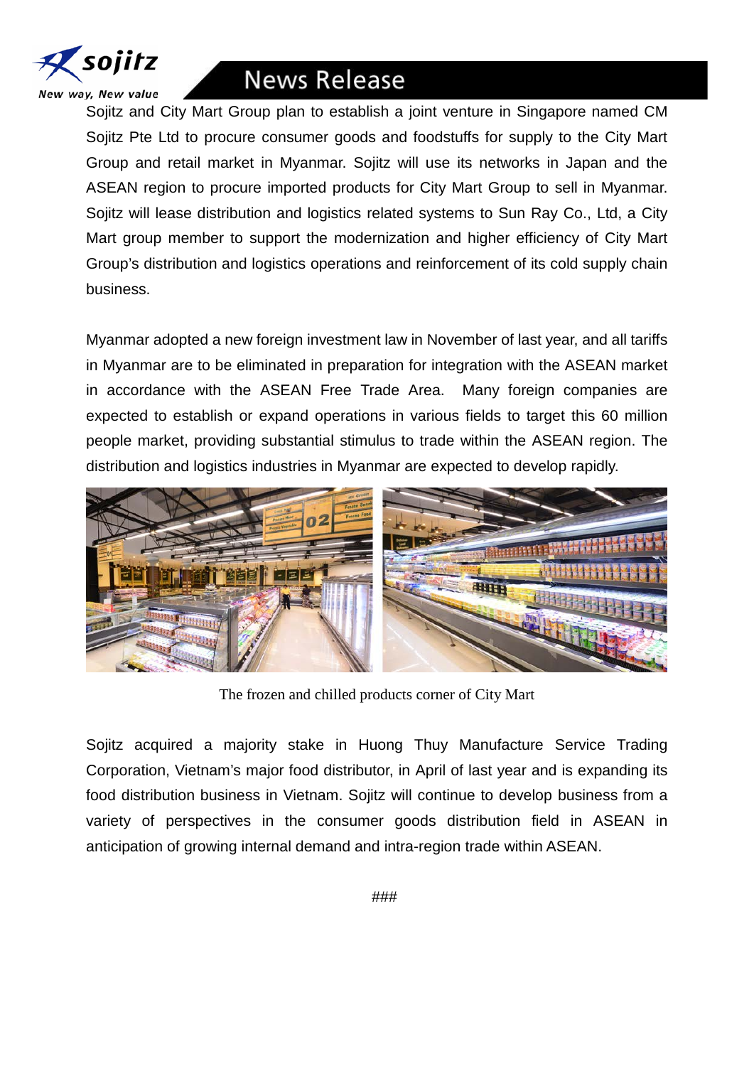Sojitz and City Mart Group plan to establish a joint venture in Singapore named CM Sojitz Pte Ltd to procure consumer goods and foodstuffs for supply to the City Mart Group and retail market in Myanmar. Sojitz will use its networks in Japan and the ASEAN region to procure imported products for City Mart Group to sell in Myanmar. Sojitz will lease distribution and logistics related systems to Sun Ray Co., Ltd, a City Mart group member to support the modernization and higher efficiency of City Mart Group's distribution and logistics operations and reinforcement of its cold supply chain business.

Myanmar adopted a new foreign investment law in November of last year, and all tariffs in Myanmar are to be eliminated in preparation for integration with the ASEAN market in accordance with the ASEAN Free Trade Area. Many foreign companies are expected to establish or expand operations in various fields to target this 60 million people market, providing substantial stimulus to trade within the ASEAN region. The distribution and logistics industries in Myanmar are expected to develop rapidly.

The frozen and chilled products corner of City Mart

Sojitz acquired a majority stake in Huong Thuy Manufacture Service Trading Corporation, Vietnam's major food distributor, in April of last year and is expanding its food distribution business in Vietnam. Sojitz will continue to develop business from a variety of perspectives in the consumer goods distribution field in ASEAN in anticipation of growing internal demand and intra-region trade within ASEAN.

###